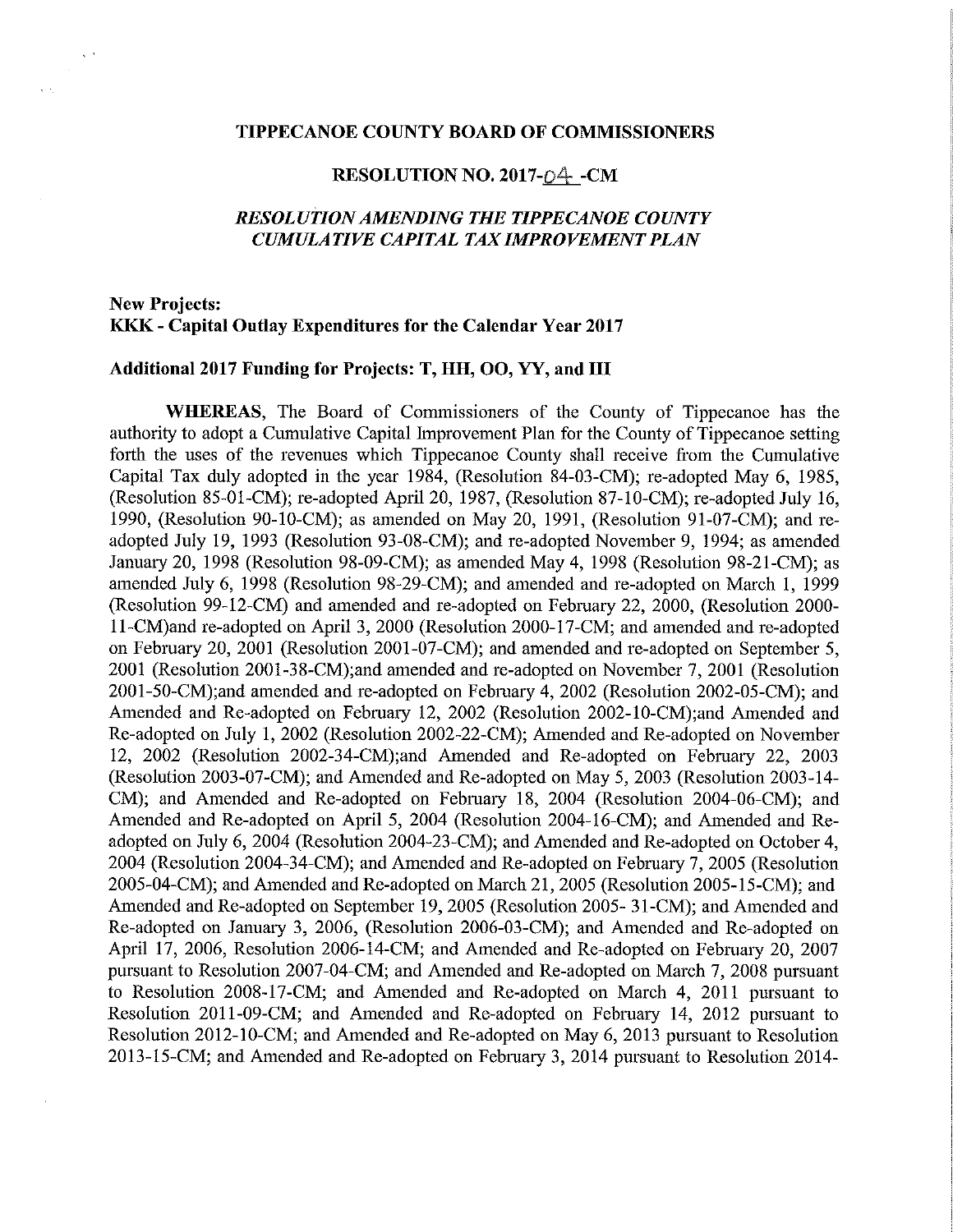# TIPPECANOE COUNTY BOARD OF COMMISSIONERS

## RESOLUTION NO. 2017-04 -CM

### *RESOLUTION AMENDING THE TIPPECANOE COUNTY CUMULATIVE CAPITAL TAX IMPROVEMENT PLAN*

**New Projects:**
**KKK - Capital Outlay Expenditures for the Calendar Year 2017**

**Additional 2017 Funding for Projects: T, HH, OO, YY, and III**

**WHEREAS**, The Board of Commissioners of the County of Tippecanoe has the authority to adopt a Cumulative Capital Improvement Plan for the County of Tippecanoe setting forth the uses of the revenues which Tippecanoe County shall receive from the Cumulative Capital Tax duly adopted in the year 1984, (Resolution 84-03-CM); re-adopted May 6, 1985, (Resolution 85-01-CM); re-adopted April 20, 1987, (Resolution 87-10-CM); re-adopted July 16, 1990, (Resolution 90-10-CM); as amended on May 20, 1991, (Resolution 91-07-CM); and re-adopted July 19, 1993 (Resolution 93-08-CM); and re-adopted November 9, 1994; as amended January 20, 1998 (Resolution 98-09-CM); as amended May 4, 1998 (Resolution 98-21-CM); as amended July 6, 1998 (Resolution 98-29-CM); and amended and re-adopted on March 1, 1999 (Resolution 99-12-CM) and amended and re-adopted on February 22, 2000, (Resolution 2000-11-CM)and re-adopted on April 3, 2000 (Resolution 2000-17-CM; and amended and re-adopted on February 20, 2001 (Resolution 2001-07-CM); and amended and re-adopted on September 5, 2001 (Resolution 2001-38-CM);and amended and re-adopted on November 7, 2001 (Resolution 2001-50-CM);and amended and re-adopted on February 4, 2002 (Resolution 2002-05-CM); and Amended and Re-adopted on February 12, 2002 (Resolution 2002-10-CM);and Amended and Re-adopted on July 1, 2002 (Resolution 2002-22-CM); Amended and Re-adopted on November 12, 2002 (Resolution 2002-34-CM);and Amended and Re-adopted on February 22, 2003 (Resolution 2003-07-CM); and Amended and Re-adopted on May 5, 2003 (Resolution 2003-14-CM); and Amended and Re-adopted on February 18, 2004 (Resolution 2004-06-CM); and Amended and Re-adopted on April 5, 2004 (Resolution 2004-16-CM); and Amended and Re-adopted on July 6, 2004 (Resolution 2004-23-CM); and Amended and Re-adopted on October 4, 2004 (Resolution 2004-34-CM); and Amended and Re-adopted on February 7, 2005 (Resolution 2005-04-CM); and Amended and Re-adopted on March 21, 2005 (Resolution 2005-15-CM); and Amended and Re-adopted on September 19, 2005 (Resolution 2005- 31-CM); and Amended and Re-adopted on January 3, 2006, (Resolution 2006-03-CM); and Amended and Re-adopted on April 17, 2006, Resolution 2006-14-CM; and Amended and Re-adopted on February 20, 2007 pursuant to Resolution 2007-04-CM; and Amended and Re-adopted on March 7, 2008 pursuant to Resolution 2008-17-CM; and Amended and Re-adopted on March 4, 2011 pursuant to Resolution 2011-09-CM; and Amended and Re-adopted on February 14, 2012 pursuant to Resolution 2012-10-CM; and Amended and Re-adopted on May 6, 2013 pursuant to Resolution 2013-15-CM; and Amended and Re-adopted on February 3, 2014 pursuant to Resolution 2014-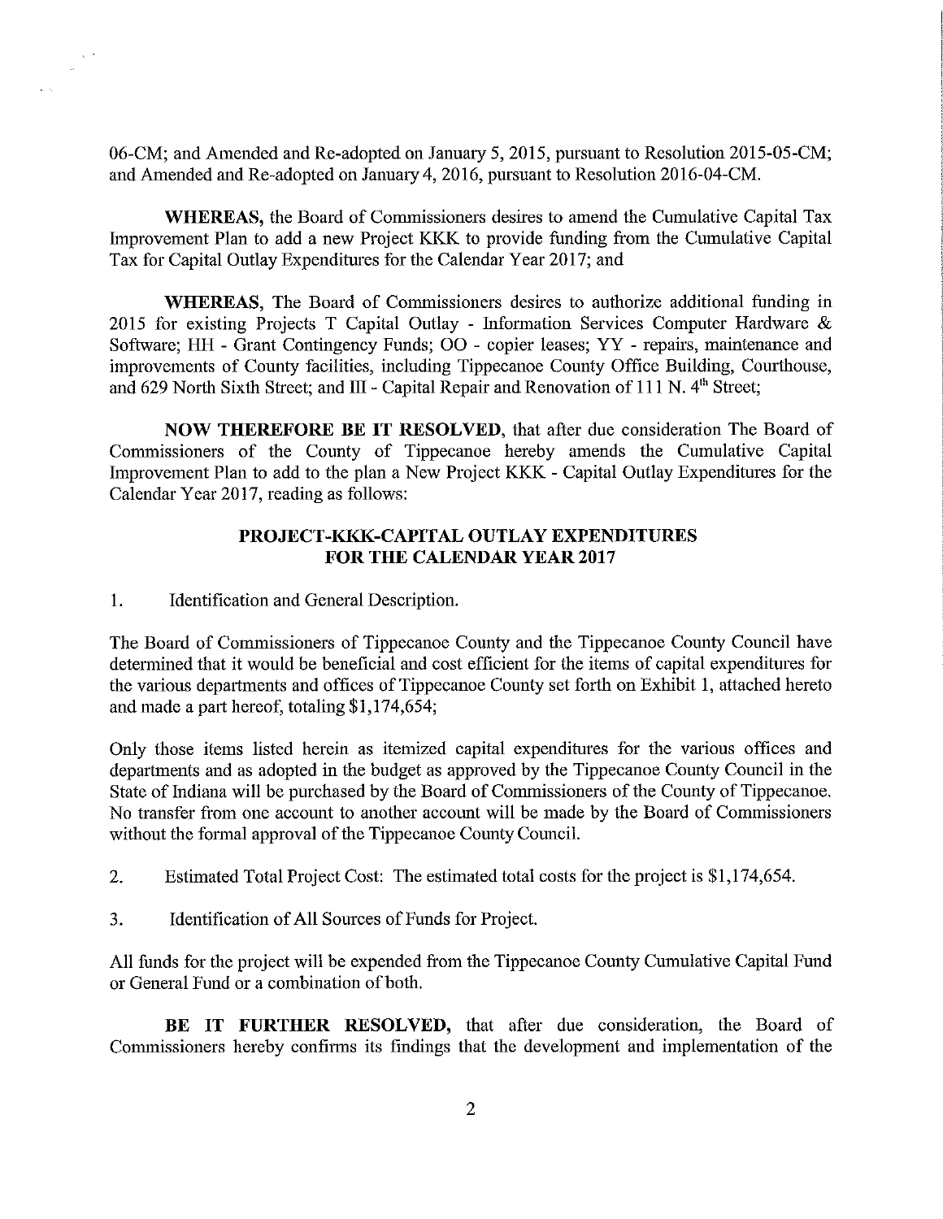06-CM; and Amended and Re-adopted on January 5, 2015, pursuant to Resolution 2015-05-CM; and Amended and Re-adopted on January 4, 2016, pursuant to Resolution 2016-04-CM.

**WHEREAS,** the Board of Commissioners desires to amend the Cumulative Capital Tax Improvement Plan to add a new Project KKK to provide funding from the Cumulative Capital Tax for Capital Outlay Expenditures for the Calendar Year 2017; and

**WHEREAS,** The Board of Commissioners desires to authorize additional funding in 2015 for existing Projects T Capital Outlay - Information Services Computer Hardware & Software; HH - Grant Contingency Funds; OO - copier leases; YY - repairs, maintenance and improvements of County facilities, including Tippecanoe County Office Building, Courthouse, and 629 North Sixth Street; and III - Capital Repair and Renovation of 111 N. 4th Street;

**NOW THEREFORE BE IT RESOLVED,** that after due consideration The Board of Commissioners of the County of Tippecanoe hereby amends the Cumulative Capital Improvement Plan to add to the plan a New Project KKK - Capital Outlay Expenditures for the Calendar Year 2017, reading as follows:

## PROJECT-KKK-CAPITAL OUTLAY EXPENDITURES FOR THE CALENDAR YEAR 2017

1. Identification and General Description.

The Board of Commissioners of Tippecanoe County and the Tippecanoe County Council have determined that it would be beneficial and cost efficient for the items of capital expenditures for the various departments and offices of Tippecanoe County set forth on Exhibit 1, attached hereto and made a part hereof, totaling $1,174,654;

Only those items listed herein as itemized capital expenditures for the various offices and departments and as adopted in the budget as approved by the Tippecanoe County Council in the State of Indiana will be purchased by the Board of Commissioners of the County of Tippecanoe. No transfer from one account to another account will be made by the Board of Commissioners without the formal approval of the Tippecanoe County Council.

2. Estimated Total Project Cost: The estimated total costs for the project is $1,174,654.

3. Identification of All Sources of Funds for Project.

All funds for the project will be expended from the Tippecanoe County Cumulative Capital Fund or General Fund or a combination of both.

**BE IT FURTHER RESOLVED,** that after due consideration, the Board of Commissioners hereby confirms its findings that the development and implementation of the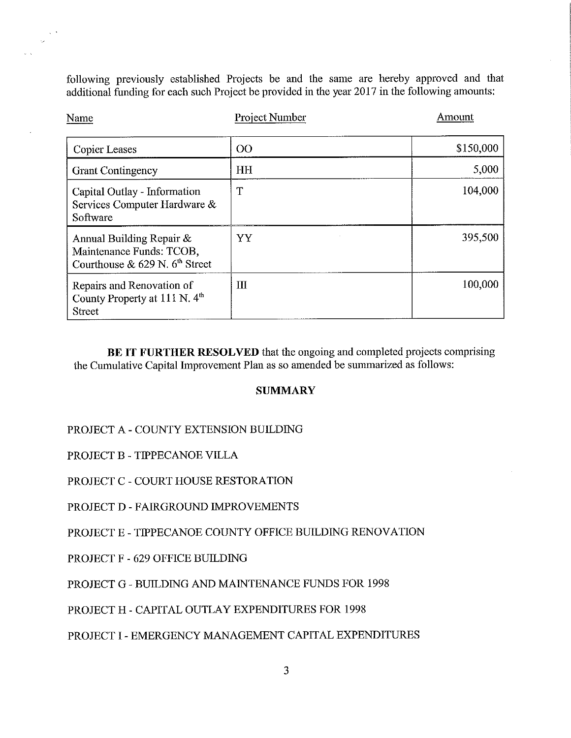following previously established Projects be and the same are hereby approved and that additional funding for each such Project be provided in the year 2017 in the following amounts:

| Name | Project Number | Amount |
| --- | --- | --- |
| Copier Leases | OO | $150,000 |
| Grant Contingency | HH | 5,000 |
| Capital Outlay - Information Services Computer Hardware & Software | T | 104,000 |
| Annual Building Repair & Maintenance Funds: TCOB, Courthouse & 629 N. 6th Street | YY | 395,500 |
| Repairs and Renovation of County Property at 111 N. 4th Street | III | 100,000 |

**BE IT FURTHER RESOLVED** that the ongoing and completed projects comprising the Cumulative Capital Improvement Plan as so amended be summarized as follows:

**SUMMARY**

PROJECT A - COUNTY EXTENSION BUILDING

PROJECT B - TIPPECANOE VILLA

PROJECT C - COURT HOUSE RESTORATION

PROJECT D - FAIRGROUND IMPROVEMENTS

PROJECT E - TIPPECANOE COUNTY OFFICE BUILDING RENOVATION

PROJECT F - 629 OFFICE BUILDING

PROJECT G - BUILDING AND MAINTENANCE FUNDS FOR 1998

PROJECT H - CAPITAL OUTLAY EXPENDITURES FOR 1998

PROJECT I - EMERGENCY MANAGEMENT CAPITAL EXPENDITURES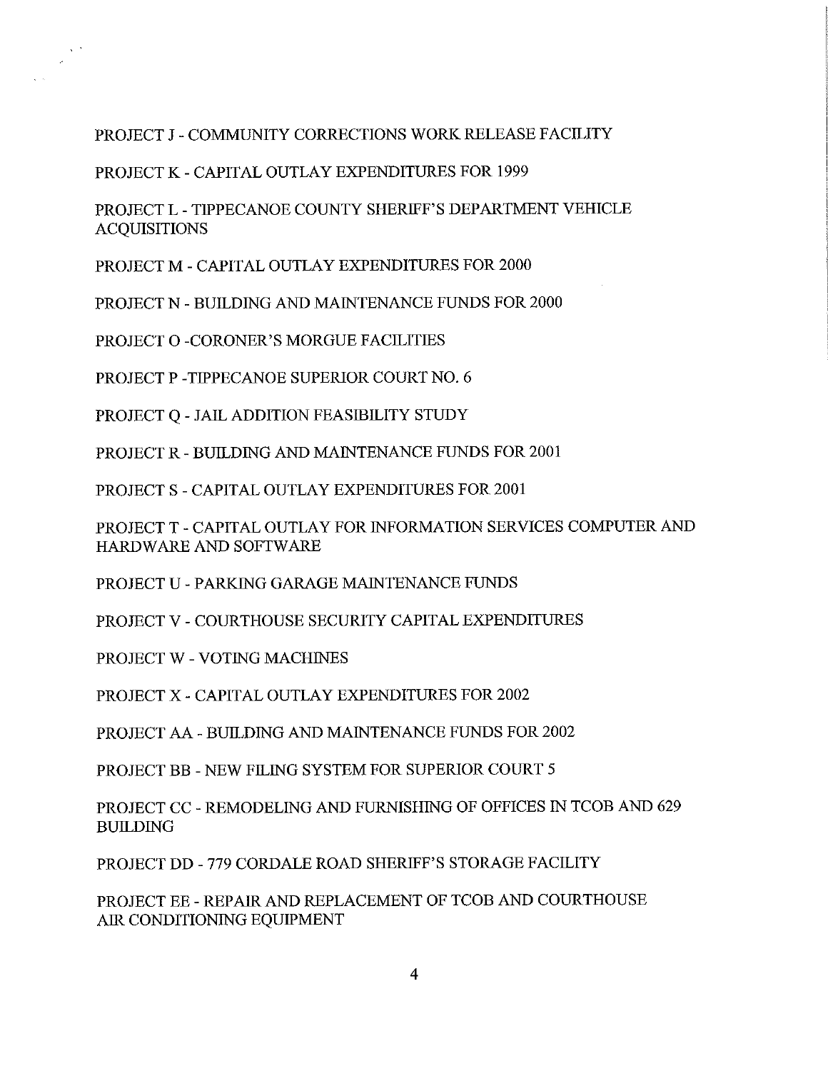PROJECT J - COMMUNITY CORRECTIONS WORK RELEASE FACILITY

PROJECT K - CAPITAL OUTLAY EXPENDITURES FOR 1999

PROJECT L - TIPPECANOE COUNTY SHERIFF'S DEPARTMENT VEHICLE ACQUISITIONS

PROJECT M - CAPITAL OUTLAY EXPENDITURES FOR 2000

PROJECT N - BUILDING AND MAINTENANCE FUNDS FOR 2000

PROJECT O -CORONER'S MORGUE FACILITIES

PROJECT P -TIPPECANOE SUPERIOR COURT NO. 6

PROJECT Q - JAIL ADDITION FEASIBILITY STUDY

PROJECT R - BUILDING AND MAINTENANCE FUNDS FOR 2001

PROJECT S - CAPITAL OUTLAY EXPENDITURES FOR 2001

PROJECT T - CAPITAL OUTLAY FOR INFORMATION SERVICES COMPUTER AND HARDWARE AND SOFTWARE

PROJECT U - PARKING GARAGE MAINTENANCE FUNDS

PROJECT V - COURTHOUSE SECURITY CAPITAL EXPENDITURES

PROJECT W - VOTING MACHINES

PROJECT X - CAPITAL OUTLAY EXPENDITURES FOR 2002

PROJECT AA - BUILDING AND MAINTENANCE FUNDS FOR 2002

PROJECT BB - NEW FILING SYSTEM FOR SUPERIOR COURT 5

PROJECT CC - REMODELING AND FURNISHING OF OFFICES IN TCOB AND 629 BUILDING

PROJECT DD - 779 CORDALE ROAD SHERIFF'S STORAGE FACILITY

PROJECT EE - REPAIR AND REPLACEMENT OF TCOB AND COURTHOUSE AIR CONDITIONING EQUIPMENT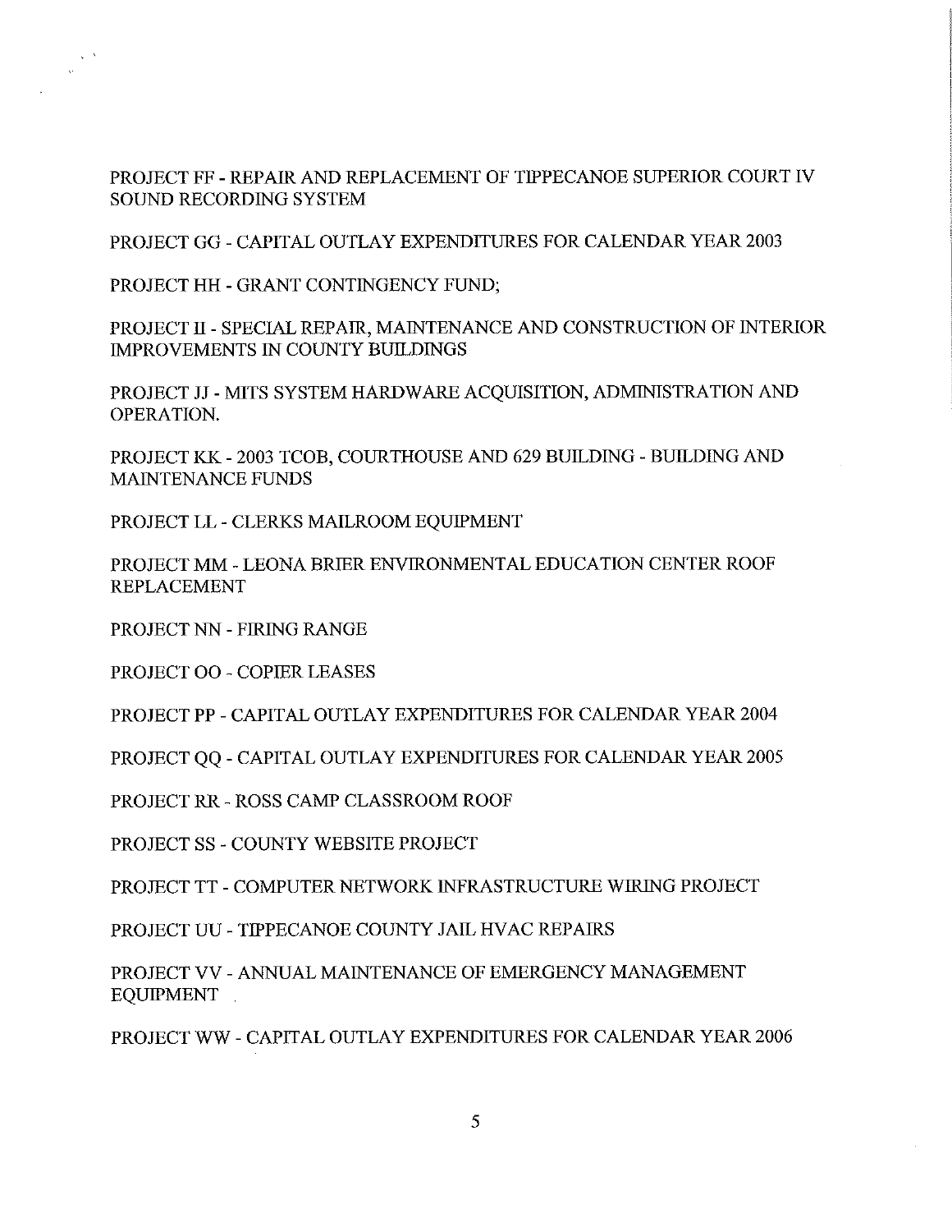PROJECT FF - REPAIR AND REPLACEMENT OF TIPPECANOE SUPERIOR COURT IV SOUND RECORDING SYSTEM

PROJECT GG - CAPITAL OUTLAY EXPENDITURES FOR CALENDAR YEAR 2003

PROJECT HH - GRANT CONTINGENCY FUND;

PROJECT II - SPECIAL REPAIR, MAINTENANCE AND CONSTRUCTION OF INTERIOR IMPROVEMENTS IN COUNTY BUILDINGS

PROJECT JJ - MITS SYSTEM HARDWARE ACQUISITION, ADMINISTRATION AND OPERATION.

PROJECT KK - 2003 TCOB, COURTHOUSE AND 629 BUILDING - BUILDING AND MAINTENANCE FUNDS

PROJECT LL - CLERKS MAILROOM EQUIPMENT

PROJECT MM - LEONA BRIER ENVIRONMENTAL EDUCATION CENTER ROOF REPLACEMENT

PROJECT NN - FIRING RANGE

PROJECT OO - COPIER LEASES

PROJECT PP - CAPITAL OUTLAY EXPENDITURES FOR CALENDAR YEAR 2004

PROJECT QQ - CAPITAL OUTLAY EXPENDITURES FOR CALENDAR YEAR 2005

PROJECT RR - ROSS CAMP CLASSROOM ROOF

PROJECT SS - COUNTY WEBSITE PROJECT

PROJECT TT - COMPUTER NETWORK INFRASTRUCTURE WIRING PROJECT

PROJECT UU - TIPPECANOE COUNTY JAIL HVAC REPAIRS

PROJECT VV - ANNUAL MAINTENANCE OF EMERGENCY MANAGEMENT EQUIPMENT

PROJECT WW - CAPITAL OUTLAY EXPENDITURES FOR CALENDAR YEAR 2006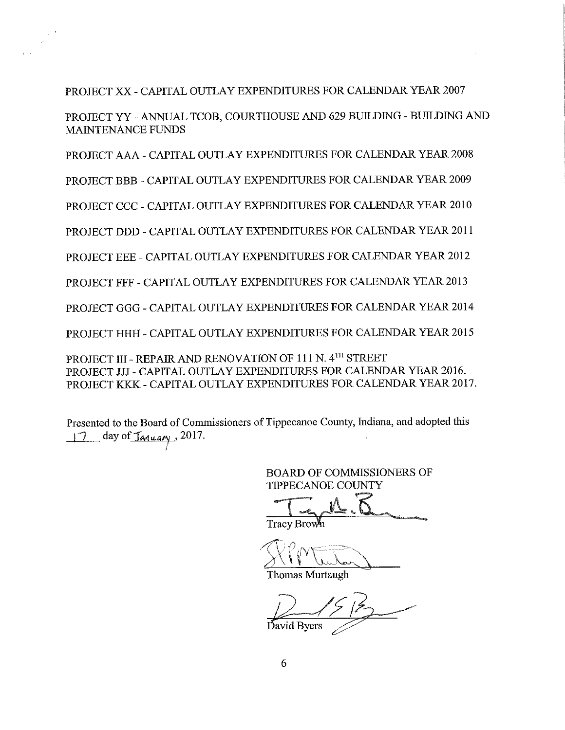PROJECT XX - CAPITAL OUTLAY EXPENDITURES FOR CALENDAR YEAR 2007

PROJECT YY - ANNUAL TCOB, COURTHOUSE AND 629 BUILDING - BUILDING AND MAINTENANCE FUNDS

PROJECT AAA - CAPITAL OUTLAY EXPENDITURES FOR CALENDAR YEAR 2008

PROJECT BBB - CAPITAL OUTLAY EXPENDITURES FOR CALENDAR YEAR 2009

PROJECT CCC - CAPITAL OUTLAY EXPENDITURES FOR CALENDAR YEAR 2010

PROJECT DDD - CAPITAL OUTLAY EXPENDITURES FOR CALENDAR YEAR 2011

PROJECT EEE - CAPITAL OUTLAY EXPENDITURES FOR CALENDAR YEAR 2012

PROJECT FFF - CAPITAL OUTLAY EXPENDITURES FOR CALENDAR YEAR 2013

PROJECT GGG - CAPITAL OUTLAY EXPENDITURES FOR CALENDAR YEAR 2014

PROJECT HHH - CAPITAL OUTLAY EXPENDITURES FOR CALENDAR YEAR 2015

PROJECT III - REPAIR AND RENOVATION OF 111 N. 4TH STREET
PROJECT JJJ - CAPITAL OUTLAY EXPENDITURES FOR CALENDAR YEAR 2016.
PROJECT KKK - CAPITAL OUTLAY EXPENDITURES FOR CALENDAR YEAR 2017.

Presented to the Board of Commissioners of Tippecanoe County, Indiana, and adopted this 17 day of January, 2017.

BOARD OF COMMISSIONERS OF
TIPPECANOE COUNTY

Tracy Brown

Thomas Murtaugh

David Byers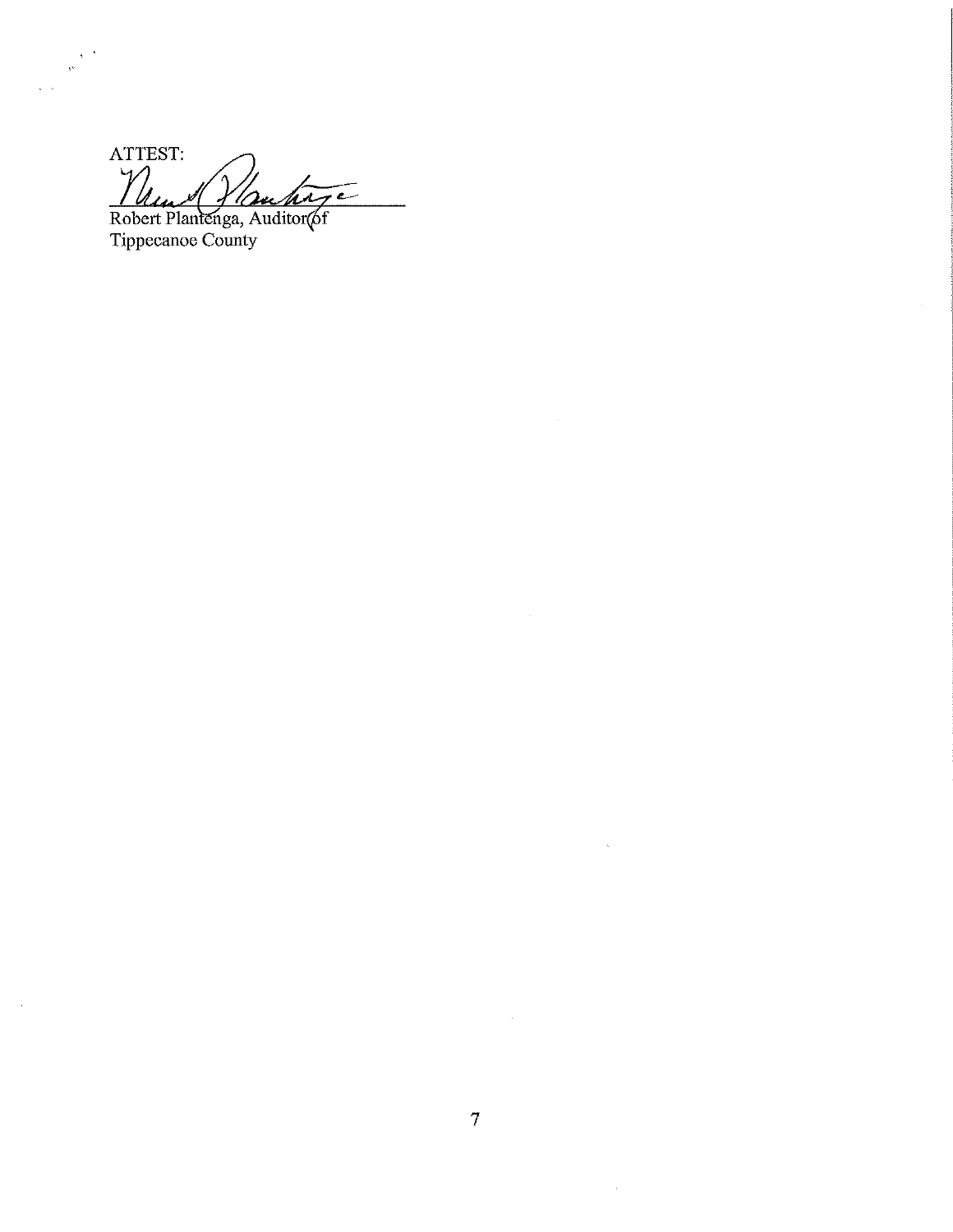ATTEST:

Robert Plantenga, Auditor of
Tippecanoe County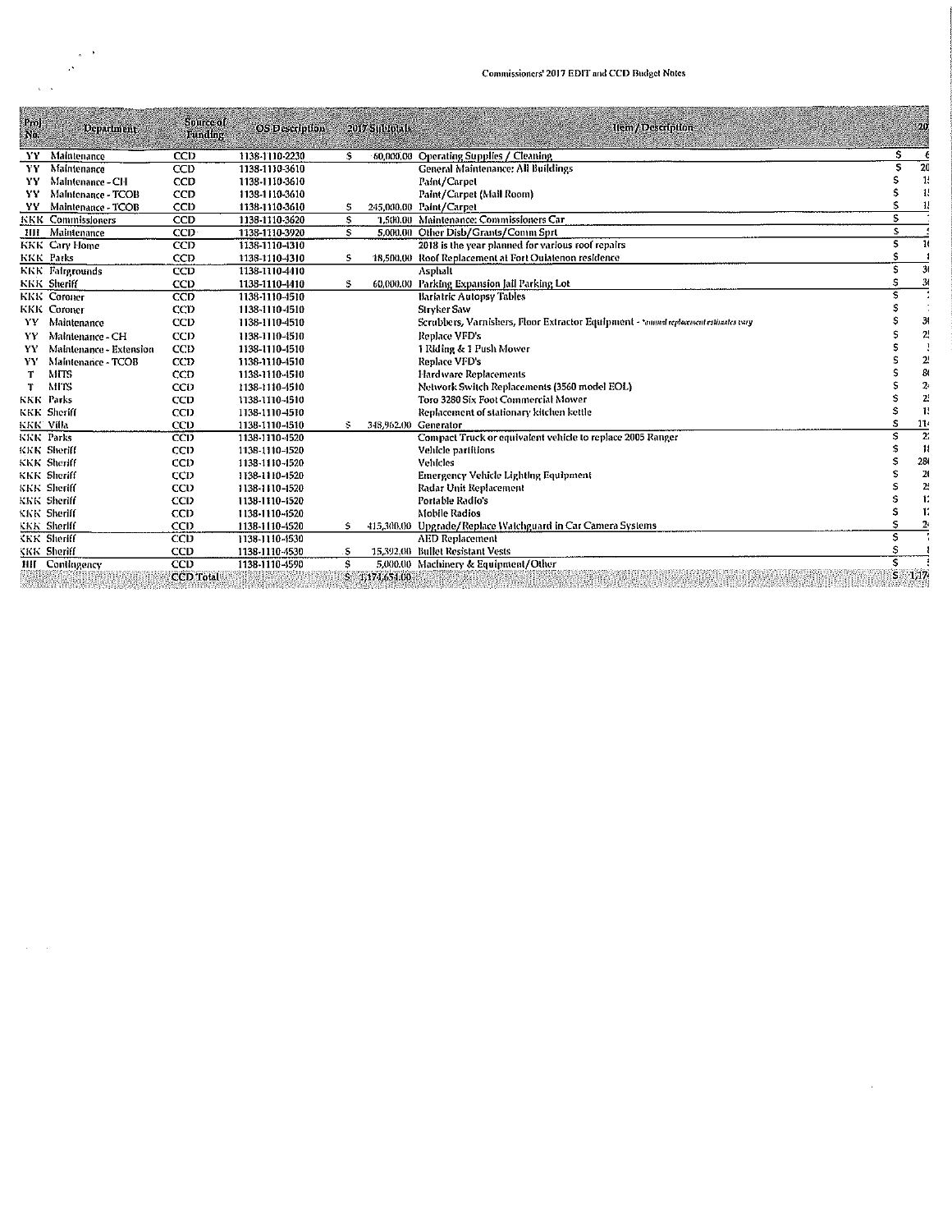Commissioners' 2017 EDIT and CCD Budget Notes

| Proj No. | Department | Source of Funding | OS Description | 2017 Subtotals | Item/Description | 20 |
|---|---|---|---|---|---|---|
| YY | Maintenance | CCD | 1138-1110-2230 | $ 60,000.00 | Operating Supplies / Cleaning | $ 6 |
| YY | Maintenance | CCD | 1138-1110-3610 | | General Maintenance: All Buildings | $ 20 |
| YY | Maintenance - CH | CCD | 1138-1110-3610 | | Paint/Carpet | $ 1 |
| YY | Maintenance - TCOB | CCD | 1138-1110-3610 | | Paint/Carpet (Mail Room) | $ 1 |
| YY | Maintenance - TCOB | CCD | 1138-1110-3610 | $ 245,000.00 | Paint/Carpet | $ 1 |
| KKK | Commissioners | CCD | 1138-1110-3620 | $ 1,500.00 | Maintenance: Commissioners Car | $ |
| HH | Maintenance | CCD | 1138-1110-3920 | $ 5,000.00 | Other Disb/Grants/Comm Sprt | $ |
| KKK | Cary Home | CCD | 1138-1110-4310 | | 2018 is the year planned for various roof repairs | $ 1 |
| KKK | Parks | CCD | 1138-1110-4310 | $ 18,500.00 | Roof Replacement at Fort Ouiatenon residence | $ |
| KKK | Fairgrounds | CCD | 1138-1110-4410 | | Asphalt | $ 3 |
| KKK | Sheriff | CCD | 1138-1110-4410 | $ 60,000.00 | Parking Expansion Jail Parking Lot | $ 3 |
| KKK | Coroner | CCD | 1138-1110-4510 | | Bariatric Autopsy Tables | $ |
| KKK | Coroner | CCD | 1138-1110-4510 | | Stryker Saw | $ |
| YY | Maintenance | CCD | 1138-1110-4510 | | Scrubbers, Varnishers, Floor Extractor Equipment - *annual replacement estimates vary | $ 3 |
| YY | Maintenance - CH | CCD | 1138-1110-4510 | | Replace VFD's | $ 2 |
| YY | Maintenance - Extension | CCD | 1138-1110-4510 | | 1 Riding & 1 Push Mower | $ |
| YY | Maintenance - TCOB | CCD | 1138-1110-4510 | | Replace VFD's | $ 2 |
| T | MITS | CCD | 1138-1110-4510 | | Hardware Replacements | $ 8 |
| T | MITS | CCD | 1138-1110-4510 | | Network Switch Replacements (3560 model EOL) | $ 2 |
| KKK | Parks | CCD | 1138-1110-4510 | | Toro 3280 Six Foot Commercial Mower | $ 2 |
| KKK | Sheriff | CCD | 1138-1110-4510 | | Replacement of stationary kitchen kettle | $ 1 |
| KKK | Villa | CCD | 1138-1110-4510 | $ 348,962.00 | Generator | $ 11 |
| KKK | Parks | CCD | 1138-1110-4520 | | Compact Truck or equivalent vehicle to replace 2005 Ranger | $ 2 |
| KKK | Sheriff | CCD | 1138-1110-4520 | | Vehicle partitions | $ 1 |
| KKK | Sheriff | CCD | 1138-1110-4520 | | Vehicles | $ 28 |
| KKK | Sheriff | CCD | 1138-1110-4520 | | Emergency Vehicle Lighting Equipment | $ 2 |
| KKK | Sheriff | CCD | 1138-1110-4520 | | Radar Unit Replacement | $ 2 |
| KKK | Sheriff | CCD | 1138-1110-4520 | | Portable Radio's | $ 1 |
| KKK | Sheriff | CCD | 1138-1110-4520 | | Mobile Radios | $ 1 |
| KKK | Sheriff | CCD | 1138-1110-4520 | $ 415,300.00 | Upgrade/Replace Watchguard in Car Camera Systems | $ 2 |
| KKK | Sheriff | CCD | 1138-1110-4530 | | AED Replacement | $ |
| KKK | Sheriff | CCD | 1138-1110-4530 | $ 15,392.00 | Bullet Resistant Vests | $ |
| HH | Contingency | CCD | 1138-1110-4590 | $ 5,000.00 | Machinery & Equipment/Other | $ |
| | | CCD Total | | $ 1,174,654.00 | | $ 1,17 |